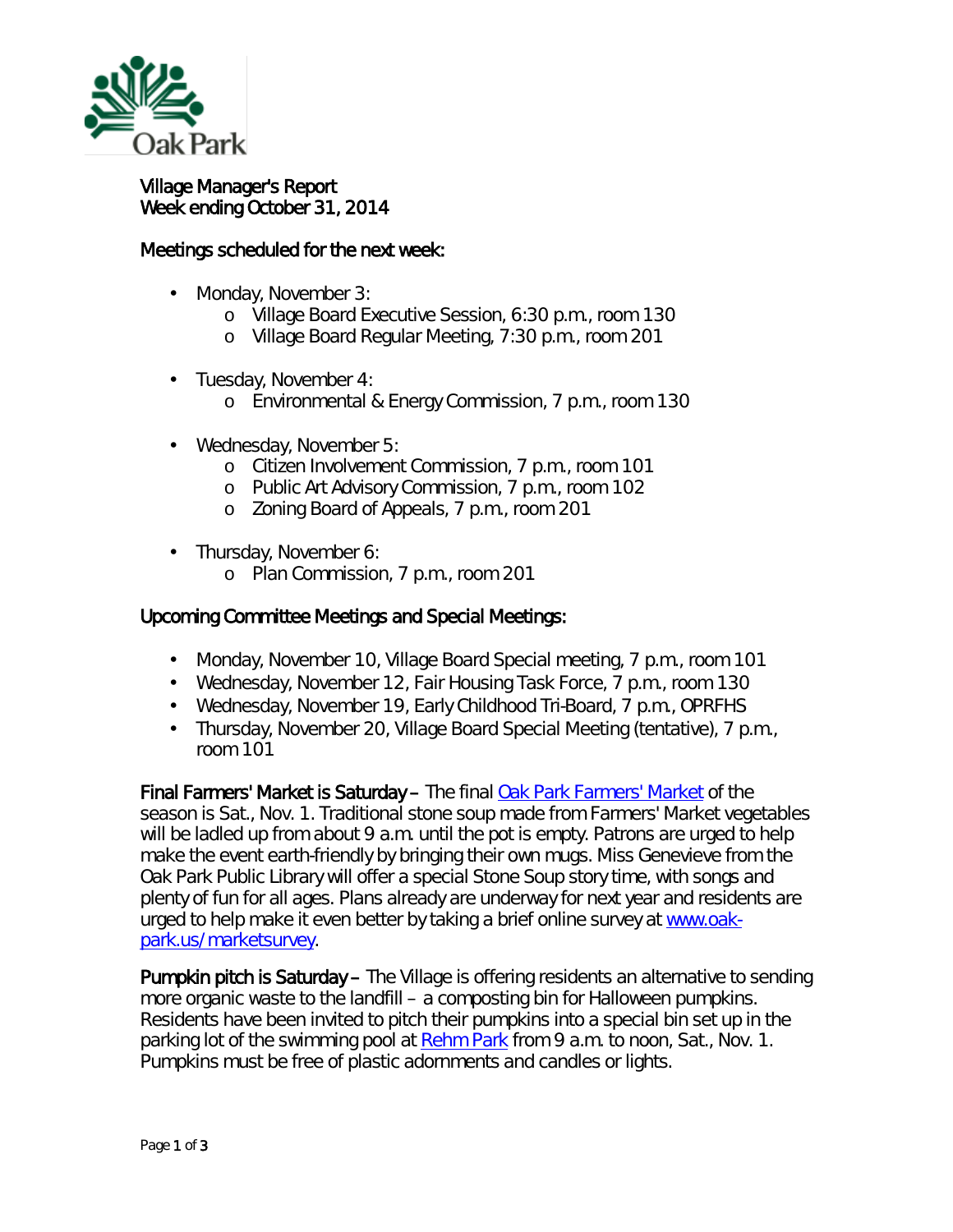# Village Manager's Report
## Week ending October 31, 2014

### Meetings scheduled for the next week:

- Monday, November 3:
  - Village Board Executive Session, 6:30 p.m., room 130
  - Village Board Regular Meeting, 7:30 p.m., room 201
- Tuesday, November 4:
  - Environmental & Energy Commission, 7 p.m., room 130
- Wednesday, November 5:
  - Citizen Involvement Commission, 7 p.m., room 101
  - Public Art Advisory Commission, 7 p.m., room 102
  - Zoning Board of Appeals, 7 p.m., room 201
- Thursday, November 6:
  - Plan Commission, 7 p.m., room 201

### Upcoming Committee Meetings and Special Meetings:

- Monday, November 10, Village Board Special meeting, 7 p.m., room 101
- Wednesday, November 12, Fair Housing Task Force, 7 p.m., room 130
- Wednesday, November 19, Early Childhood Tri-Board, 7 p.m., OPRFHS
- Thursday, November 20, Village Board Special Meeting (tentative), 7 p.m., room 101

**Final Farmers' Market is Saturday –** The final Oak Park Farmers' Market of the season is Sat., Nov. 1. Traditional stone soup made from Farmers' Market vegetables will be ladled up from about 9 a.m. until the pot is empty. Patrons are urged to help make the event earth-friendly by bringing their own mugs. Miss Genevieve from the Oak Park Public Library will offer a special Stone Soup story time, with songs and plenty of fun for all ages. Plans already are underway for next year and residents are urged to help make it even better by taking a brief online survey at www.oak-park.us/marketsurvey.

**Pumpkin pitch is Saturday –** The Village is offering residents an alternative to sending more organic waste to the landfill – a composting bin for Halloween pumpkins. Residents have been invited to pitch their pumpkins into a special bin set up in the parking lot of the swimming pool at Rehm Park from 9 a.m. to noon, Sat., Nov. 1. Pumpkins must be free of plastic adornments and candles or lights.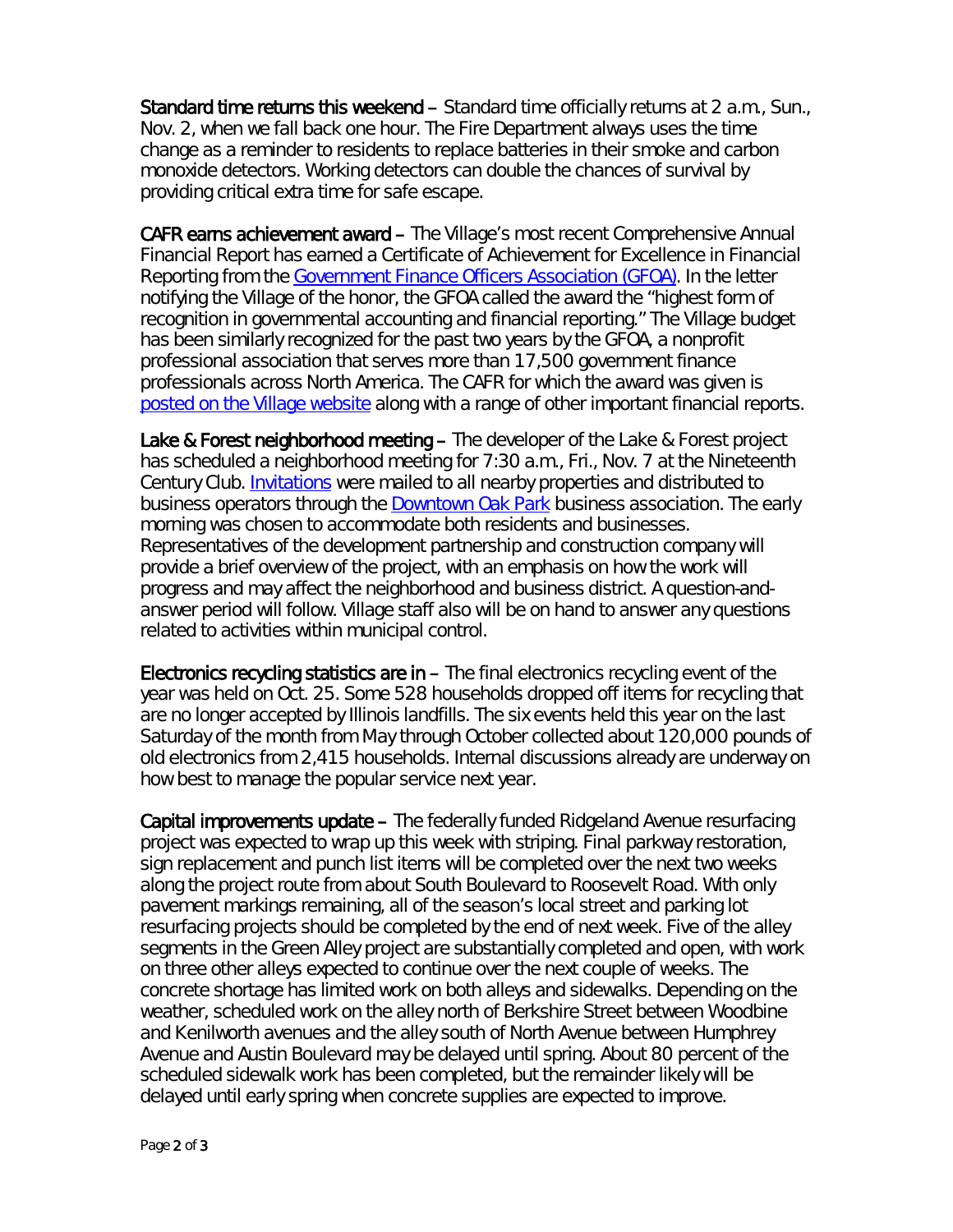**Standard time returns this weekend** – Standard time officially returns at 2 a.m., Sun., Nov. 2, when we fall back one hour. The Fire Department always uses the time change as a reminder to residents to replace batteries in their smoke and carbon monoxide detectors. Working detectors can double the chances of survival by providing critical extra time for safe escape.

**CAFR earns achievement award** – The Village's most recent Comprehensive Annual Financial Report has earned a Certificate of Achievement for Excellence in Financial Reporting from the Government Finance Officers Association (GFOA). In the letter notifying the Village of the honor, the GFOA called the award the "highest form of recognition in governmental accounting and financial reporting." The Village budget has been similarly recognized for the past two years by the GFOA, a nonprofit professional association that serves more than 17,500 government finance professionals across North America. The CAFR for which the award was given is posted on the Village website along with a range of other important financial reports.

**Lake & Forest neighborhood meeting** – The developer of the Lake & Forest project has scheduled a neighborhood meeting for 7:30 a.m., Fri., Nov. 7 at the Nineteenth Century Club. Invitations were mailed to all nearby properties and distributed to business operators through the Downtown Oak Park business association. The early morning was chosen to accommodate both residents and businesses. Representatives of the development partnership and construction company will provide a brief overview of the project, with an emphasis on how the work will progress and may affect the neighborhood and business district. A question-and-answer period will follow. Village staff also will be on hand to answer any questions related to activities within municipal control.

**Electronics recycling statistics are in** – The final electronics recycling event of the year was held on Oct. 25. Some 528 households dropped off items for recycling that are no longer accepted by Illinois landfills. The six events held this year on the last Saturday of the month from May through October collected about 120,000 pounds of old electronics from 2,415 households. Internal discussions already are underway on how best to manage the popular service next year.

**Capital improvements update** – The federally funded Ridgeland Avenue resurfacing project was expected to wrap up this week with striping. Final parkway restoration, sign replacement and punch list items will be completed over the next two weeks along the project route from about South Boulevard to Roosevelt Road. With only pavement markings remaining, all of the season's local street and parking lot resurfacing projects should be completed by the end of next week. Five of the alley segments in the Green Alley project are substantially completed and open, with work on three other alleys expected to continue over the next couple of weeks. The concrete shortage has limited work on both alleys and sidewalks. Depending on the weather, scheduled work on the alley north of Berkshire Street between Woodbine and Kenilworth avenues and the alley south of North Avenue between Humphrey Avenue and Austin Boulevard may be delayed until spring. About 80 percent of the scheduled sidewalk work has been completed, but the remainder likely will be delayed until early spring when concrete supplies are expected to improve.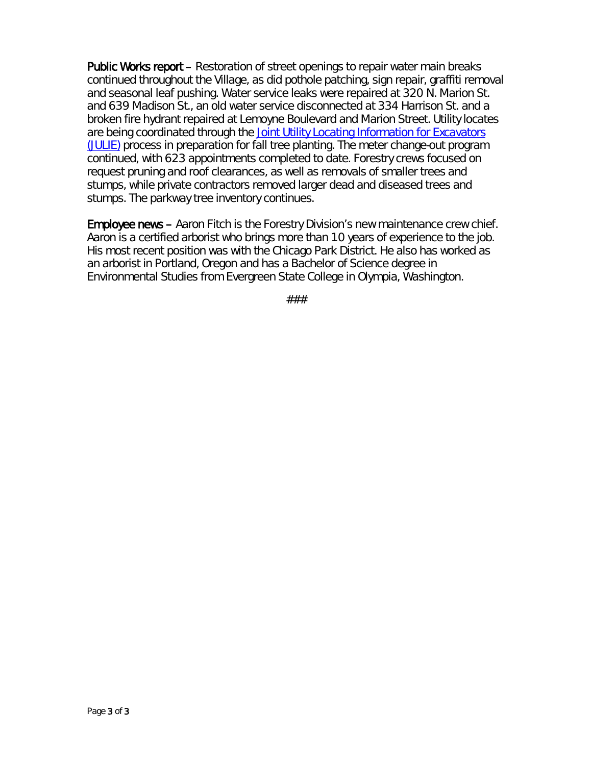**Public Works report** – Restoration of street openings to repair water main breaks continued throughout the Village, as did pothole patching, sign repair, graffiti removal and seasonal leaf pushing. Water service leaks were repaired at 320 N. Marion St. and 639 Madison St., an old water service disconnected at 334 Harrison St. and a broken fire hydrant repaired at Lemoyne Boulevard and Marion Street. Utility locates are being coordinated through the [Joint Utility Locating Information for Excavators (JULIE)] process in preparation for fall tree planting. The meter change-out program continued, with 623 appointments completed to date. Forestry crews focused on request pruning and roof clearances, as well as removals of smaller trees and stumps, while private contractors removed larger dead and diseased trees and stumps. The parkway tree inventory continues.

**Employee news** – Aaron Fitch is the Forestry Division's new maintenance crew chief. Aaron is a certified arborist who brings more than 10 years of experience to the job. His most recent position was with the Chicago Park District. He also has worked as an arborist in Portland, Oregon and has a Bachelor of Science degree in Environmental Studies from Evergreen State College in Olympia, Washington.

###